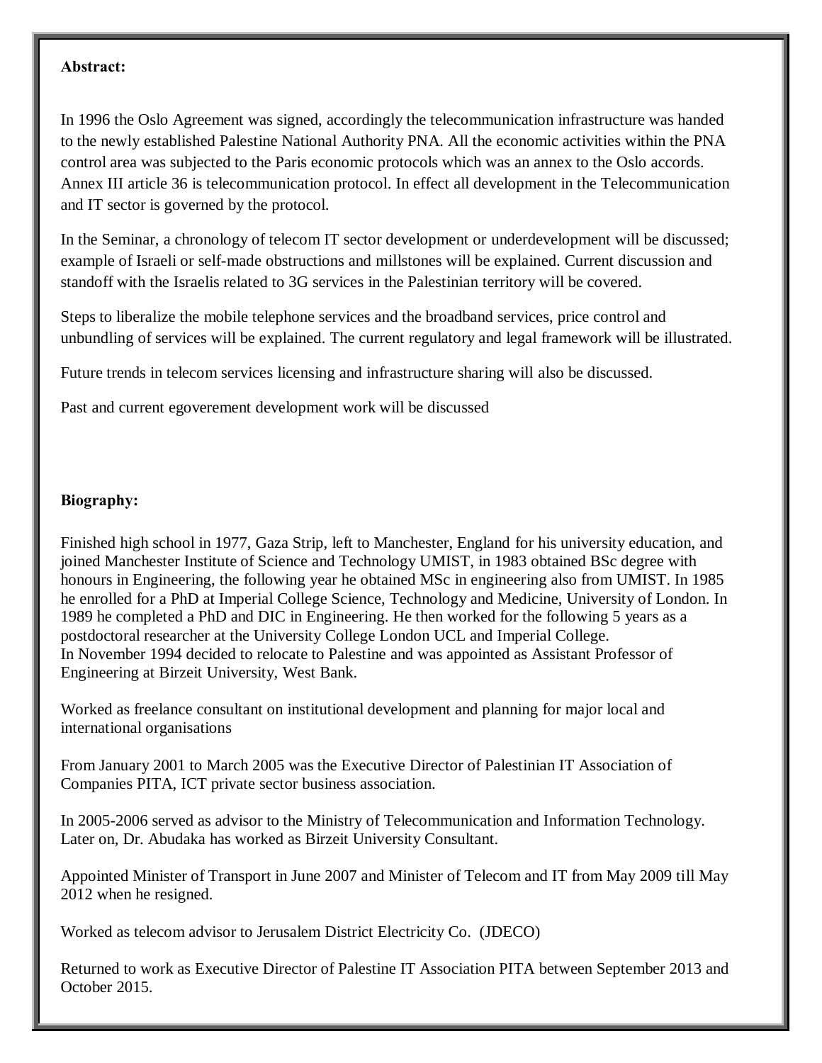**Abstract:**

In 1996 the Oslo Agreement was signed, accordingly the telecommunication infrastructure was handed to the newly established Palestine National Authority PNA. All the economic activities within the PNA control area was subjected to the Paris economic protocols which was an annex to the Oslo accords. Annex III article 36 is telecommunication protocol. In effect all development in the Telecommunication and IT sector is governed by the protocol.

In the Seminar, a chronology of telecom IT sector development or underdevelopment will be discussed; example of Israeli or self-made obstructions and millstones will be explained. Current discussion and standoff with the Israelis related to 3G services in the Palestinian territory will be covered.

Steps to liberalize the mobile telephone services and the broadband services, price control and unbundling of services will be explained. The current regulatory and legal framework will be illustrated.

Future trends in telecom services licensing and infrastructure sharing will also be discussed.

Past and current egoverement development work will be discussed

**Biography:**

Finished high school in 1977, Gaza Strip, left to Manchester, England for his university education, and joined Manchester Institute of Science and Technology UMIST, in 1983 obtained BSc degree with honours in Engineering, the following year he obtained MSc in engineering also from UMIST. In 1985 he enrolled for a PhD at Imperial College Science, Technology and Medicine, University of London. In 1989 he completed a PhD and DIC in Engineering. He then worked for the following 5 years as a postdoctoral researcher at the University College London UCL and Imperial College.
In November 1994 decided to relocate to Palestine and was appointed as Assistant Professor of Engineering at Birzeit University, West Bank.

Worked as freelance consultant on institutional development and planning for major local and international organisations

From January 2001 to March 2005 was the Executive Director of Palestinian IT Association of Companies PITA, ICT private sector business association.

In 2005-2006 served as advisor to the Ministry of Telecommunication and Information Technology. Later on, Dr. Abudaka has worked as Birzeit University Consultant.

Appointed Minister of Transport in June 2007 and Minister of Telecom and IT from May 2009 till May 2012 when he resigned.

Worked as telecom advisor to Jerusalem District Electricity Co. (JDECO)

Returned to work as Executive Director of Palestine IT Association PITA between September 2013 and October 2015.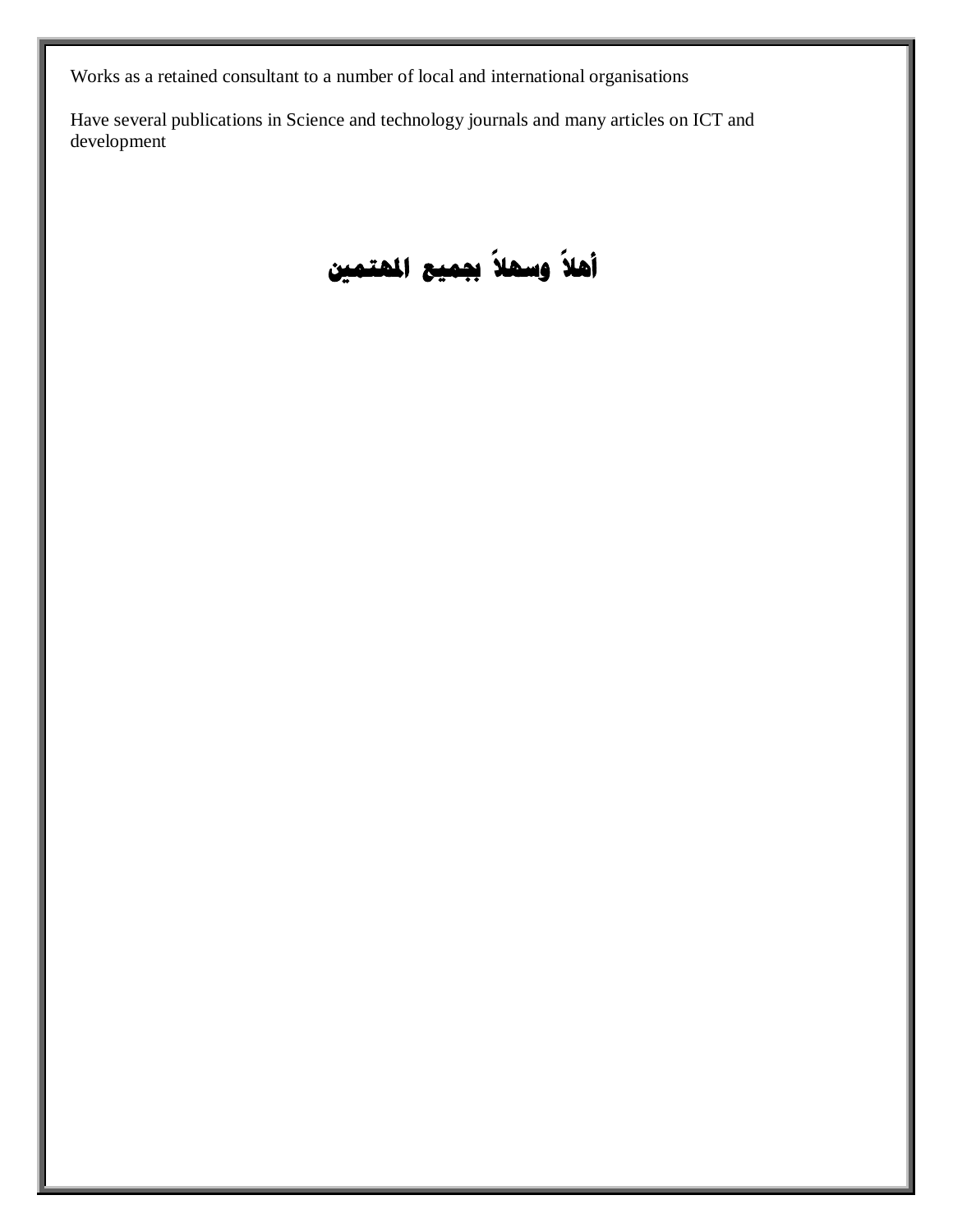Works as a retained consultant to a number of local and international organisations

Have several publications in Science and technology journals and many articles on ICT and development

**أهلاً وسهلاً بجميع المهتمين**